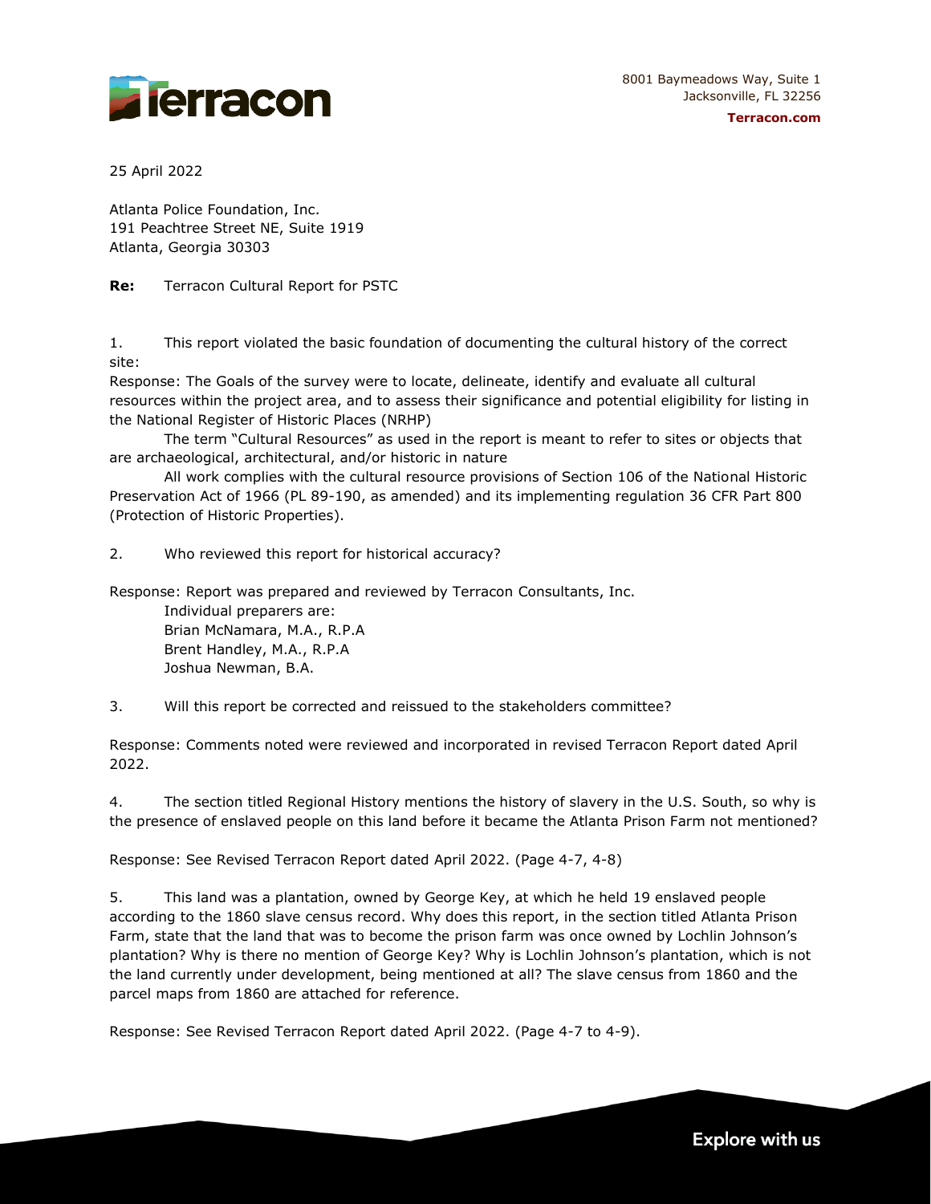8001 Baymeadows Way, Suite 1
Jacksonville, FL 32256
**Terracon.com**

25 April 2022

Atlanta Police Foundation, Inc.
191 Peachtree Street NE, Suite 1919
Atlanta, Georgia 30303

**Re:** Terracon Cultural Report for PSTC

1. This report violated the basic foundation of documenting the cultural history of the correct site:

Response: The Goals of the survey were to locate, delineate, identify and evaluate all cultural resources within the project area, and to assess their significance and potential eligibility for listing in the National Register of Historic Places (NRHP)

The term "Cultural Resources" as used in the report is meant to refer to sites or objects that are archaeological, architectural, and/or historic in nature

All work complies with the cultural resource provisions of Section 106 of the National Historic Preservation Act of 1966 (PL 89-190, as amended) and its implementing regulation 36 CFR Part 800 (Protection of Historic Properties).

2. Who reviewed this report for historical accuracy?

Response: Report was prepared and reviewed by Terracon Consultants, Inc.

Individual preparers are:
Brian McNamara, M.A., R.P.A
Brent Handley, M.A., R.P.A
Joshua Newman, B.A.

3. Will this report be corrected and reissued to the stakeholders committee?

Response: Comments noted were reviewed and incorporated in revised Terracon Report dated April 2022.

4. The section titled Regional History mentions the history of slavery in the U.S. South, so why is the presence of enslaved people on this land before it became the Atlanta Prison Farm not mentioned?

Response: See Revised Terracon Report dated April 2022. (Page 4-7, 4-8)

5. This land was a plantation, owned by George Key, at which he held 19 enslaved people according to the 1860 slave census record. Why does this report, in the section titled Atlanta Prison Farm, state that the land that was to become the prison farm was once owned by Lochlin Johnson's plantation? Why is there no mention of George Key? Why is Lochlin Johnson's plantation, which is not the land currently under development, being mentioned at all? The slave census from 1860 and the parcel maps from 1860 are attached for reference.

Response: See Revised Terracon Report dated April 2022. (Page 4-7 to 4-9).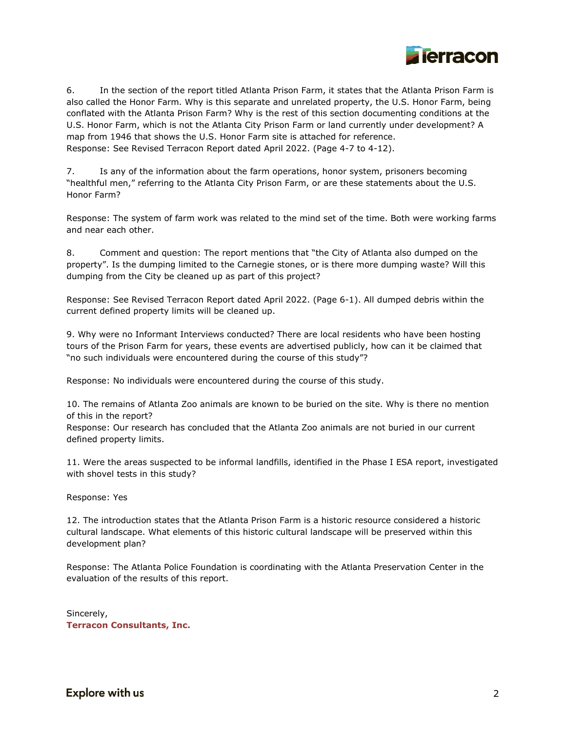6. In the section of the report titled Atlanta Prison Farm, it states that the Atlanta Prison Farm is also called the Honor Farm. Why is this separate and unrelated property, the U.S. Honor Farm, being conflated with the Atlanta Prison Farm? Why is the rest of this section documenting conditions at the U.S. Honor Farm, which is not the Atlanta City Prison Farm or land currently under development? A map from 1946 that shows the U.S. Honor Farm site is attached for reference.
Response: See Revised Terracon Report dated April 2022. (Page 4-7 to 4-12).

7. Is any of the information about the farm operations, honor system, prisoners becoming "healthful men," referring to the Atlanta City Prison Farm, or are these statements about the U.S. Honor Farm?

Response: The system of farm work was related to the mind set of the time. Both were working farms and near each other.

8. Comment and question: The report mentions that "the City of Atlanta also dumped on the property". Is the dumping limited to the Carnegie stones, or is there more dumping waste? Will this dumping from the City be cleaned up as part of this project?

Response: See Revised Terracon Report dated April 2022. (Page 6-1). All dumped debris within the current defined property limits will be cleaned up.

9. Why were no Informant Interviews conducted? There are local residents who have been hosting tours of the Prison Farm for years, these events are advertised publicly, how can it be claimed that "no such individuals were encountered during the course of this study"?

Response: No individuals were encountered during the course of this study.

10. The remains of Atlanta Zoo animals are known to be buried on the site. Why is there no mention of this in the report?
Response: Our research has concluded that the Atlanta Zoo animals are not buried in our current defined property limits.

11. Were the areas suspected to be informal landfills, identified in the Phase I ESA report, investigated with shovel tests in this study?

Response: Yes

12. The introduction states that the Atlanta Prison Farm is a historic resource considered a historic cultural landscape. What elements of this historic cultural landscape will be preserved within this development plan?

Response: The Atlanta Police Foundation is coordinating with the Atlanta Preservation Center in the evaluation of the results of this report.

Sincerely,
**Terracon Consultants, Inc.**